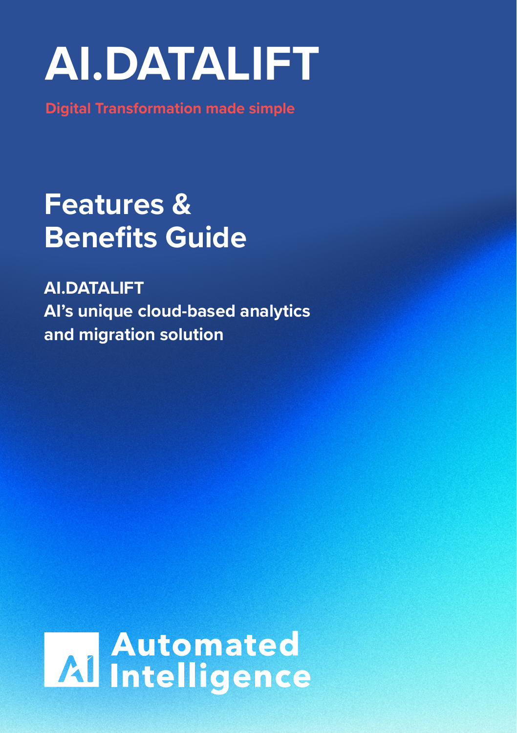# AI.DATALIFT

**Digital Transformation made simple**

## Features & Benefits Guide

**AI.DATALIFT**
**AI's unique cloud-based analytics and migration solution**

Automated Intelligence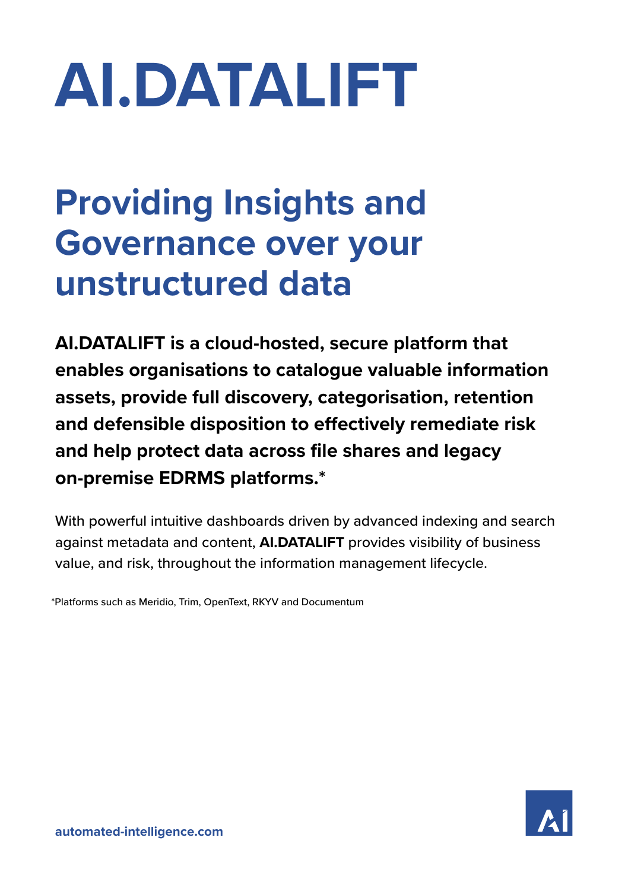# AI.DATALIFT

## Providing Insights and Governance over your unstructured data

**AI.DATALIFT is a cloud-hosted, secure platform that enables organisations to catalogue valuable information assets, provide full discovery, categorisation, retention and defensible disposition to effectively remediate risk and help protect data across file shares and legacy on-premise EDRMS platforms.***

With powerful intuitive dashboards driven by advanced indexing and search against metadata and content, **AI.DATALIFT** provides visibility of business value, and risk, throughout the information management lifecycle.

*Platforms such as Meridio, Trim, OpenText, RKYV and Documentum

automated-intelligence.com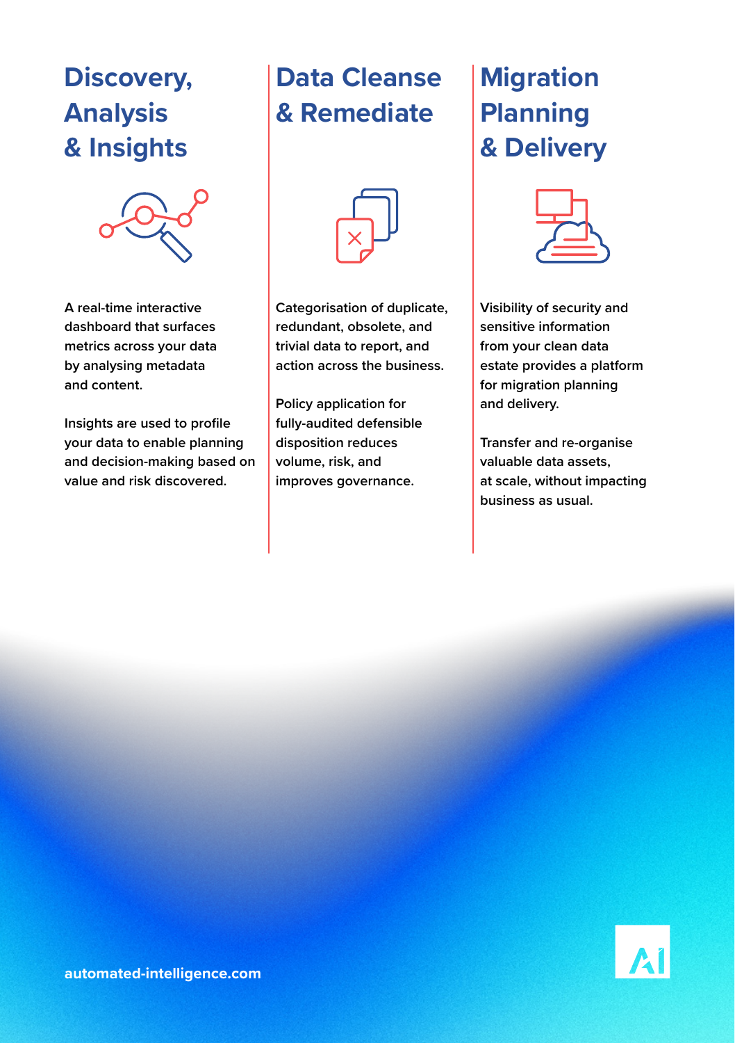## Discovery, Analysis & Insights

A real-time interactive dashboard that surfaces metrics across your data by analysing metadata and content.

Insights are used to profile your data to enable planning and decision-making based on value and risk discovered.

## Data Cleanse & Remediate

Categorisation of duplicate, redundant, obsolete, and trivial data to report, and action across the business.

Policy application for fully-audited defensible disposition reduces volume, risk, and improves governance.

## Migration Planning & Delivery

Visibility of security and sensitive information from your clean data estate provides a platform for migration planning and delivery.

Transfer and re-organise valuable data assets, at scale, without impacting business as usual.

automated-intelligence.com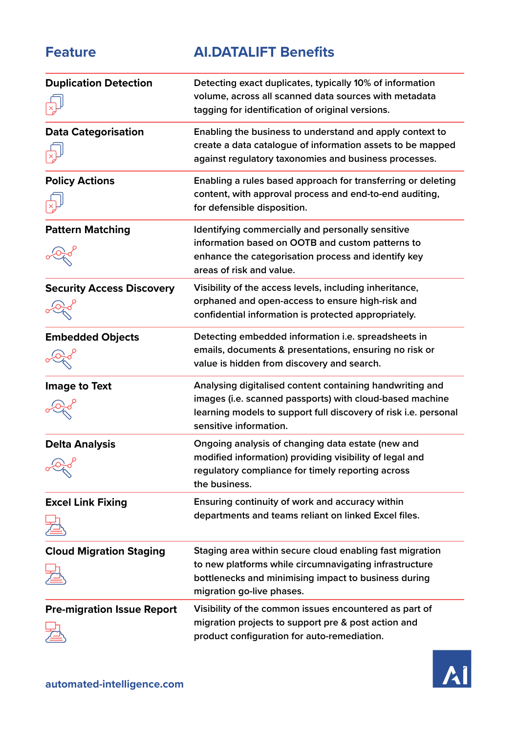| Feature | AI.DATALIFT Benefits |
| --- | --- |
| **Duplication Detection** | Detecting exact duplicates, typically 10% of information volume, across all scanned data sources with metadata tagging for identification of original versions. |
| **Data Categorisation** | Enabling the business to understand and apply context to create a data catalogue of information assets to be mapped against regulatory taxonomies and business processes. |
| **Policy Actions** | Enabling a rules based approach for transferring or deleting content, with approval process and end-to-end auditing, for defensible disposition. |
| **Pattern Matching** | Identifying commercially and personally sensitive information based on OOTB and custom patterns to enhance the categorisation process and identify key areas of risk and value. |
| **Security Access Discovery** | Visibility of the access levels, including inheritance, orphaned and open-access to ensure high-risk and confidential information is protected appropriately. |
| **Embedded Objects** | Detecting embedded information i.e. spreadsheets in emails, documents & presentations, ensuring no risk or value is hidden from discovery and search. |
| **Image to Text** | Analysing digitalised content containing handwriting and images (i.e. scanned passports) with cloud-based machine learning models to support full discovery of risk i.e. personal sensitive information. |
| **Delta Analysis** | Ongoing analysis of changing data estate (new and modified information) providing visibility of legal and regulatory compliance for timely reporting across the business. |
| **Excel Link Fixing** | Ensuring continuity of work and accuracy within departments and teams reliant on linked Excel files. |
| **Cloud Migration Staging** | Staging area within secure cloud enabling fast migration to new platforms while circumnavigating infrastructure bottlenecks and minimising impact to business during migration go-live phases. |
| **Pre-migration Issue Report** | Visibility of the common issues encountered as part of migration projects to support pre & post action and product configuration for auto-remediation. |

automated-intelligence.com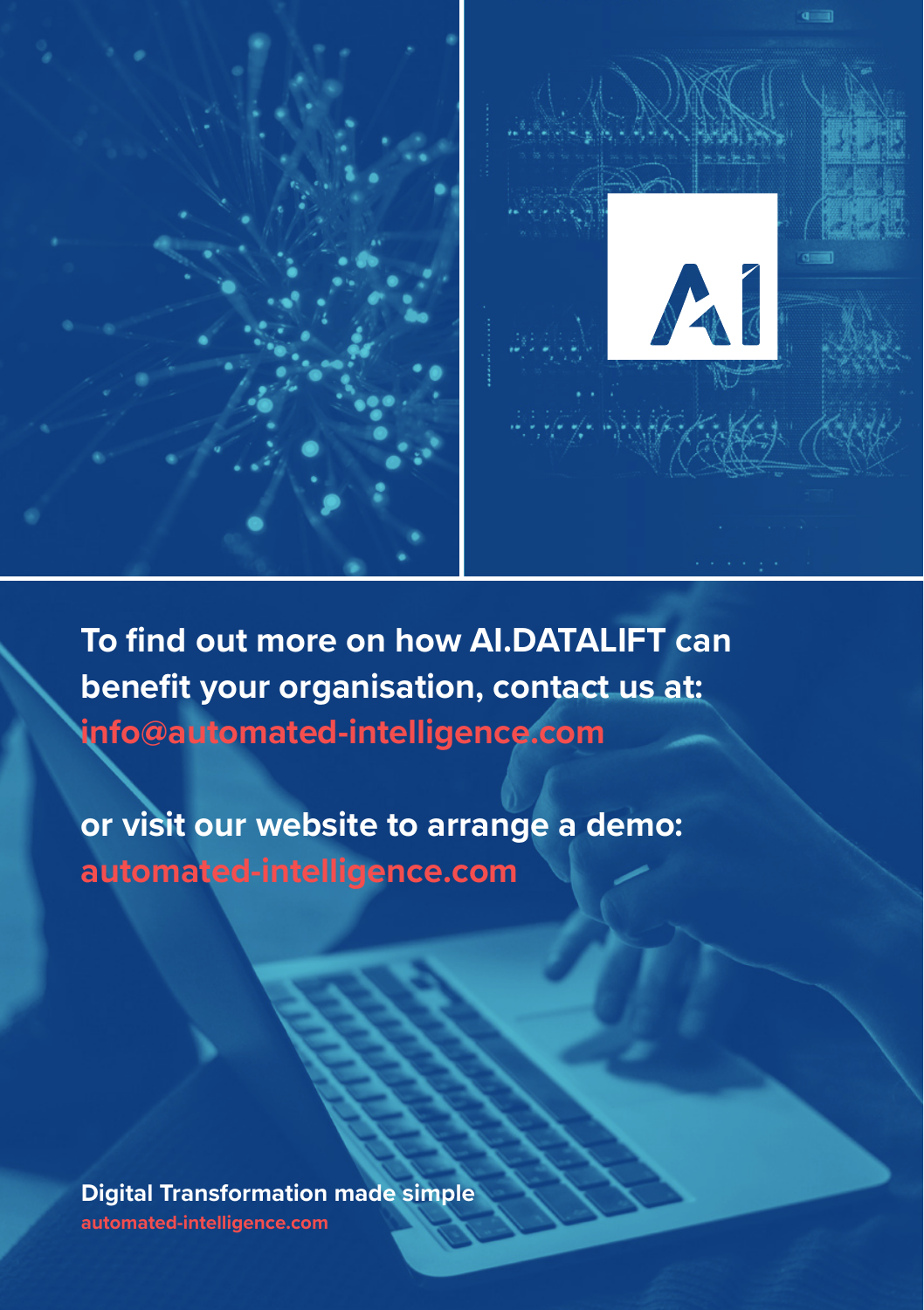**To find out more on how AI.DATALIFT can benefit your organisation, contact us at:**
**info@automated-intelligence.com**

**or visit our website to arrange a demo:**
**automated-intelligence.com**

**Digital Transformation made simple**
**automated-intelligence.com**